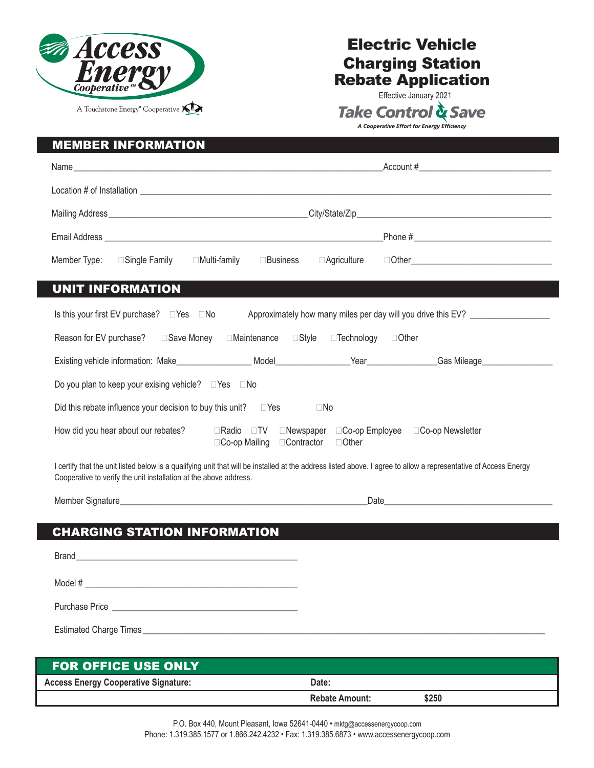Access Energy Cooperative℠

A Touchstone Energy® Cooperative

# Electric Vehicle Charging Station Rebate Application

Effective January 2021

**Take Control & Save**

*A Cooperative Effort for Energy Efficiency*

## MEMBER INFORMATION

Name_______________________________________________ Account #____________________

Location # of Installation ______________________________________________________________

Mailing Address ________________________________ City/State/Zip________________________________

Email Address ___________________________________________ Phone # ____________________

Member Type: ☐Single Family ☐Multi-family ☐Business ☐Agriculture ☐Other____________________

## UNIT INFORMATION

Is this your first EV purchase? ☐Yes ☐No Approximately how many miles per day will you drive this EV? ____________

Reason for EV purchase? ☐Save Money ☐Maintenance ☐Style ☐Technology ☐Other

Existing vehicle information: Make____________ Model____________ Year____________ Gas Mileage____________

Do you plan to keep your exising vehicle? ☐Yes ☐No

Did this rebate influence your decision to buy this unit? ☐Yes ☐No

How did you hear about our rebates? ☐Radio ☐TV ☐Newspaper ☐Co-op Employee ☐Co-op Newsletter ☐Co-op Mailing ☐Contractor ☐Other

I certify that the unit listed below is a qualifying unit that will be installed at the address listed above. I agree to allow a representative of Access Energy Cooperative to verify the unit installation at the above address.

Member Signature__________________________________________ Date__________________________

## CHARGING STATION INFORMATION

Brand________________________________________

Model # ______________________________________

Purchase Price ________________________________

Estimated Charge Times ______________________________________________________________

## FOR OFFICE USE ONLY

| Access Energy Cooperative Signature: | Date: | |
|---|---|---|
| | Rebate Amount: | $250 |

P.O. Box 440, Mount Pleasant, Iowa 52641-0440 • mktg@accessenergycoop.com
Phone: 1.319.385.1577 or 1.866.242.4232 • Fax: 1.319.385.6873 • www.accessenergycoop.com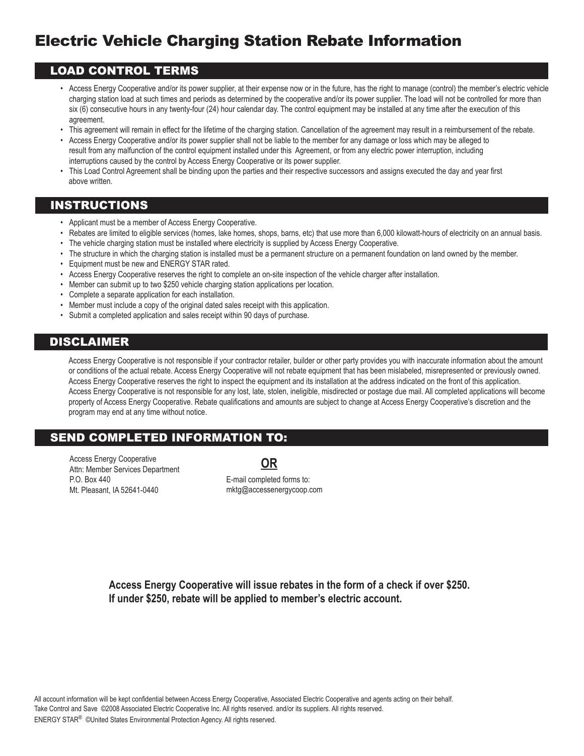# Electric Vehicle Charging Station Rebate Information

## LOAD CONTROL TERMS

- Access Energy Cooperative and/or its power supplier, at their expense now or in the future, has the right to manage (control) the member's electric vehicle charging station load at such times and periods as determined by the cooperative and/or its power supplier. The load will not be controlled for more than six (6) consecutive hours in any twenty-four (24) hour calendar day. The control equipment may be installed at any time after the execution of this agreement.
- This agreement will remain in effect for the lifetime of the charging station. Cancellation of the agreement may result in a reimbursement of the rebate.
- Access Energy Cooperative and/or its power supplier shall not be liable to the member for any damage or loss which may be alleged to result from any malfunction of the control equipment installed under this Agreement, or from any electric power interruption, including interruptions caused by the control by Access Energy Cooperative or its power supplier.
- This Load Control Agreement shall be binding upon the parties and their respective successors and assigns executed the day and year first above written.

## INSTRUCTIONS

- Applicant must be a member of Access Energy Cooperative.
- Rebates are limited to eligible services (homes, lake homes, shops, barns, etc) that use more than 6,000 kilowatt-hours of electricity on an annual basis.
- The vehicle charging station must be installed where electricity is supplied by Access Energy Cooperative.
- The structure in which the charging station is installed must be a permanent structure on a permanent foundation on land owned by the member.
- Equipment must be new and ENERGY STAR rated.
- Access Energy Cooperative reserves the right to complete an on-site inspection of the vehicle charger after installation.
- Member can submit up to two $250 vehicle charging station applications per location.
- Complete a separate application for each installation.
- Member must include a copy of the original dated sales receipt with this application.
- Submit a completed application and sales receipt within 90 days of purchase.

## DISCLAIMER

Access Energy Cooperative is not responsible if your contractor retailer, builder or other party provides you with inaccurate information about the amount or conditions of the actual rebate. Access Energy Cooperative will not rebate equipment that has been mislabeled, misrepresented or previously owned. Access Energy Cooperative reserves the right to inspect the equipment and its installation at the address indicated on the front of this application. Access Energy Cooperative is not responsible for any lost, late, stolen, ineligible, misdirected or postage due mail. All completed applications will become property of Access Energy Cooperative. Rebate qualifications and amounts are subject to change at Access Energy Cooperative's discretion and the program may end at any time without notice.

## SEND COMPLETED INFORMATION TO:

Access Energy Cooperative
Attn: Member Services Department
P.O. Box 440
Mt. Pleasant, IA 52641-0440

**OR**

E-mail completed forms to:
mktg@accessenergycoop.com

**Access Energy Cooperative will issue rebates in the form of a check if over $250.**
**If under $250, rebate will be applied to member's electric account.**

All account information will be kept confidential between Access Energy Cooperative, Associated Electric Cooperative and agents acting on their behalf.
Take Control and Save ©2008 Associated Electric Cooperative Inc. All rights reserved. and/or its suppliers. All rights reserved.
ENERGY STAR® ©United States Environmental Protection Agency. All rights reserved.